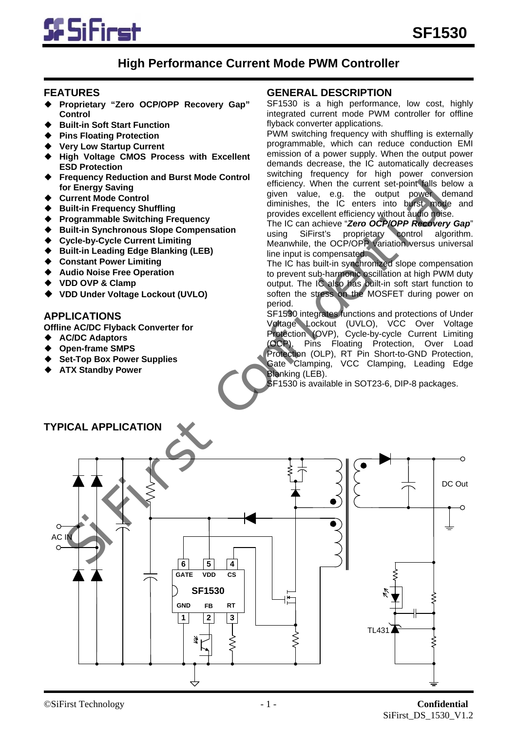# SF1530

## High Performance Current Mode PWM Controller

## FEATURES

- **Proprietary "Zero OCP/OPP Recovery Gap" Control**
- **Built-in Soft Start Function**
- **Pins Floating Protection**
- **Very Low Startup Current**
- **High Voltage CMOS Process with Excellent ESD Protection**
- **Frequency Reduction and Burst Mode Control for Energy Saving**
- **Current Mode Control**
- **Built-in Frequency Shuffling**
- **Programmable Switching Frequency**
- **Built-in Synchronous Slope Compensation**
- **Cycle-by-Cycle Current Limiting**
- **Built-in Leading Edge Blanking (LEB)**
- **Constant Power Limiting**
- **Audio Noise Free Operation**
- **VDD OVP & Clamp**
- **VDD Under Voltage Lockout (UVLO)**

## APPLICATIONS

**Offline AC/DC Flyback Converter for**

- **AC/DC Adaptors**
- **Open-frame SMPS**
- **Set-Top Box Power Supplies**
- **ATX Standby Power**

## GENERAL DESCRIPTION

SF1530 is a high performance, low cost, highly integrated current mode PWM controller for offline flyback converter applications.

PWM switching frequency with shuffling is externally programmable, which can reduce conduction EMI emission of a power supply. When the output power demands decrease, the IC automatically decreases switching frequency for high power conversion efficiency. When the current set-point falls below a given value, e.g. the output power demand diminishes, the IC enters into burst mode and provides excellent efficiency without audio noise.

The IC can achieve "***Zero OCP/OPP Recovery Gap***" using SiFirst's proprietary control algorithm. Meanwhile, the OCP/OPP variation versus universal line input is compensated.

The IC has built-in synchronized slope compensation to prevent sub-harmonic oscillation at high PWM duty output. The IC also has built-in soft start function to soften the stress on the MOSFET during power on period.

SF1530 integrates functions and protections of Under Voltage Lockout (UVLO), VCC Over Voltage Protection (OVP), Cycle-by-cycle Current Limiting (OCP), Pins Floating Protection, Over Load Protection (OLP), RT Pin Short-to-GND Protection, Gate Clamping, VCC Clamping, Leading Edge Blanking (LEB).

SF1530 is available in SOT23-6, DIP-8 packages.

## TYPICAL APPLICATION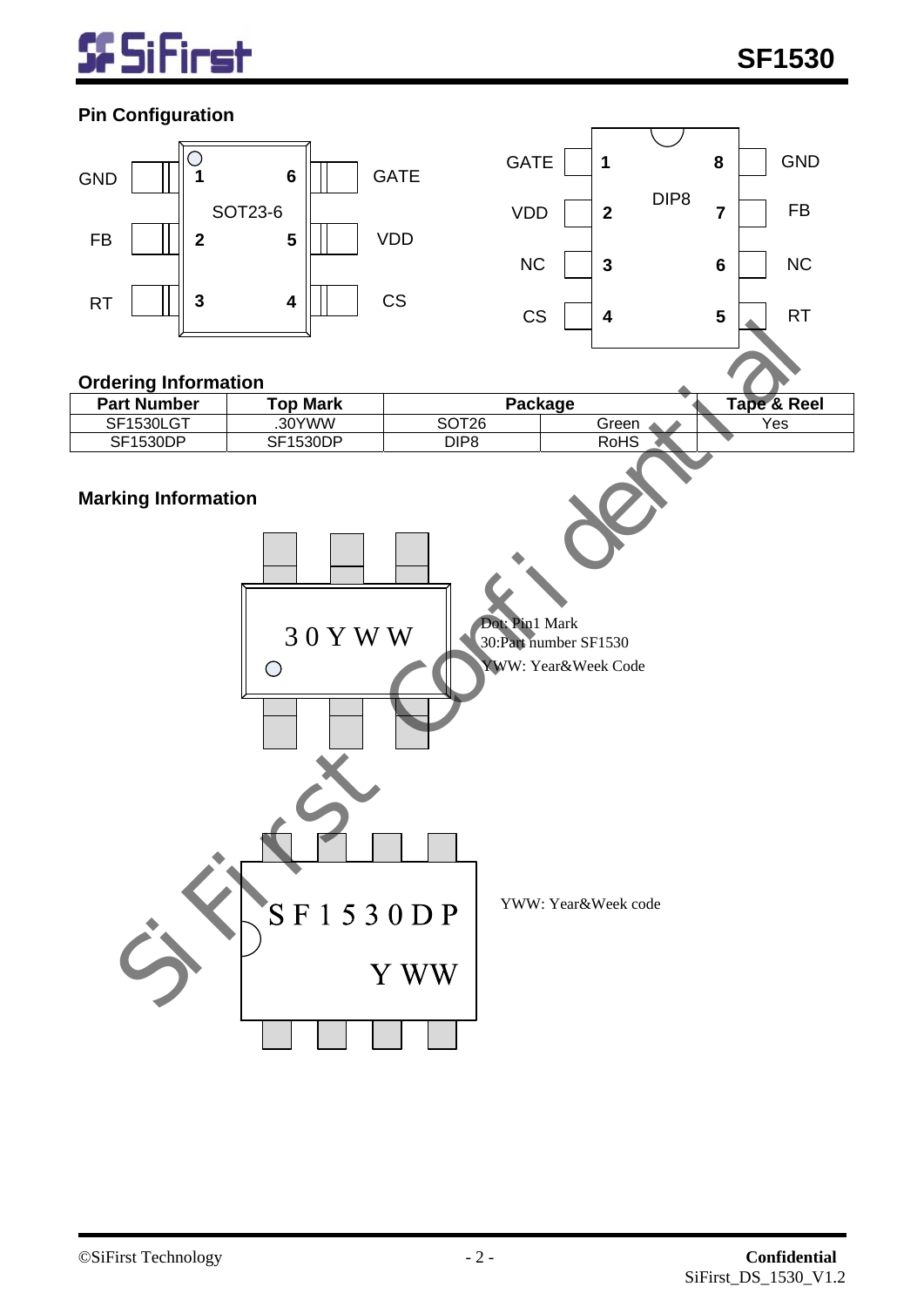## Pin Configuration

GND 1 6 GATE
SOT23-6
FB 2 5 VDD
RT 3 4 CS

GATE 1 8 GND
DIP8
VDD 2 7 FB
NC 3 6 NC
CS 4 5 RT

## Ordering Information

| Part Number | Top Mark | Package | | Tape & Reel |
|---|---|---|---|---|
| SF1530LGT | .30YWW | SOT26 | Green | Yes |
| SF1530DP | SF1530DP | DIP8 | RoHS | |

## Marking Information

30YWW

Dot: Pin1 Mark
30:Part number SF1530
YWW: Year&Week Code

SF1530DP
Y WW

YWW: Year&Week code

SiFirst Confidential